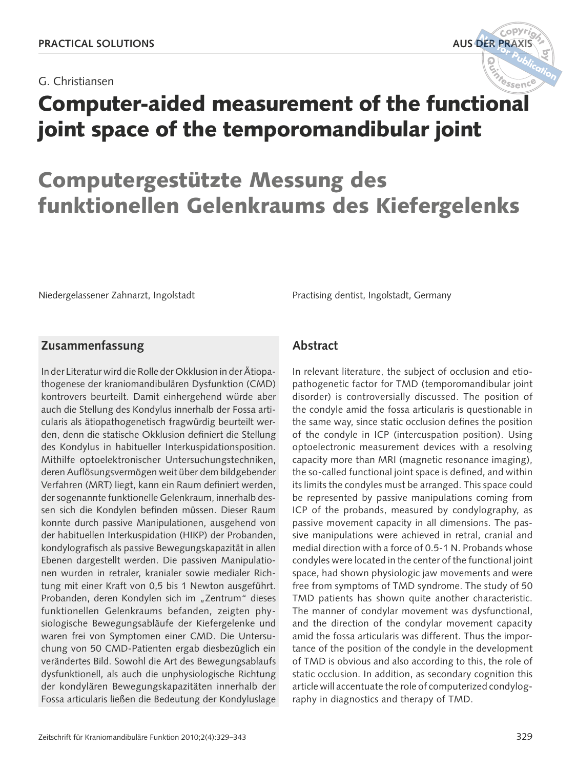PRACTICAL SOLUTIONS

AUS DER PRAXIS

G. Christiansen

# Computer-aided measurement of the functional joint space of the temporomandibular joint

# Computergestützte Messung des funktionellen Gelenkraums des Kiefergelenks

Niedergelassener Zahnarzt, Ingolstadt

Practising dentist, Ingolstadt, Germany

## Zusammenfassung

In der Literatur wird die Rolle der Okklusion in der Ätiopathogenese der kraniomandibulären Dysfunktion (CMD) kontrovers beurteilt. Damit einhergehend würde aber auch die Stellung des Kondylus innerhalb der Fossa articularis als ätiopathogenetisch fragwürdig beurteilt werden, denn die statische Okklusion definiert die Stellung des Kondylus in habitueller Interkuspidationsposition. Mithilfe optoelektronischer Untersuchungstechniken, deren Auflösungsvermögen weit über dem bildgebender Verfahren (MRT) liegt, kann ein Raum definiert werden, der sogenannte funktionelle Gelenkraum, innerhalb dessen sich die Kondylen befinden müssen. Dieser Raum konnte durch passive Manipulationen, ausgehend von der habituellen Interkuspidation (HIKP) der Probanden, kondylografisch als passive Bewegungskapazität in allen Ebenen dargestellt werden. Die passiven Manipulationen wurden in retraler, kranialer sowie medialer Richtung mit einer Kraft von 0,5 bis 1 Newton ausgeführt. Probanden, deren Kondylen sich im „Zentrum“ dieses funktionellen Gelenkraums befanden, zeigten physiologische Bewegungsabläufe der Kiefergelenke und waren frei von Symptomen einer CMD. Die Untersuchung von 50 CMD-Patienten ergab diesbezüglich ein verändertes Bild. Sowohl die Art des Bewegungsablaufs dysfunktionell, als auch die unphysiologische Richtung der kondylären Bewegungskapazitäten innerhalb der Fossa articularis ließen die Bedeutung der Kondyluslage

## Abstract

In relevant literature, the subject of occlusion and etiopathogenetic factor for TMD (temporomandibular joint disorder) is controversially discussed. The position of the condyle amid the fossa articularis is questionable in the same way, since static occlusion defines the position of the condyle in ICP (intercuspation position). Using optoelectronic measurement devices with a resolving capacity more than MRI (magnetic resonance imaging), the so-called functional joint space is defined, and within its limits the condyles must be arranged. This space could be represented by passive manipulations coming from ICP of the probands, measured by condylography, as passive movement capacity in all dimensions. The passive manipulations were achieved in retral, cranial and medial direction with a force of 0.5-1 N. Probands whose condyles were located in the center of the functional joint space, had shown physiologic jaw movements and were free from symptoms of TMD syndrome. The study of 50 TMD patients has shown quite another characteristic. The manner of condylar movement was dysfunctional, and the direction of the condylar movement capacity amid the fossa articularis was different. Thus the importance of the position of the condyle in the development of TMD is obvious and also according to this, the role of static occlusion. In addition, as secondary cognition this article will accentuate the role of computerized condylography in diagnostics and therapy of TMD.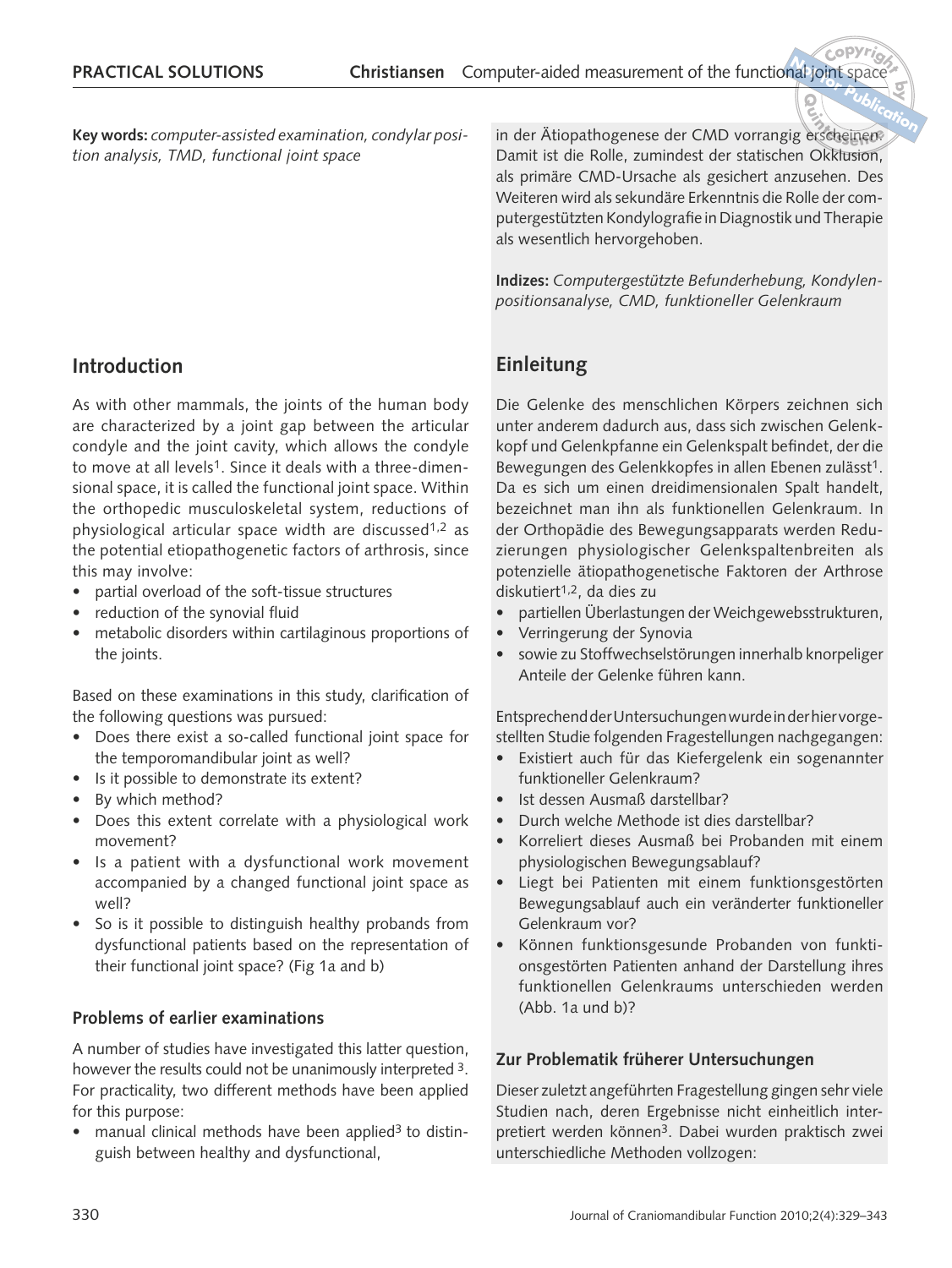**Key words:** *computer-assisted examination, condylar position analysis, TMD, functional joint space*

in der Ätiopathogenese der CMD vorrangig erscheinen. Damit ist die Rolle, zumindest der statischen Okklusion, als primäre CMD-Ursache als gesichert anzusehen. Des Weiteren wird als sekundäre Erkenntnis die Rolle der computergestützten Kondylografie in Diagnostik und Therapie als wesentlich hervorgehoben.

**Indizes:** *Computergestützte Befunderhebung, Kondylenpositionsanalyse, CMD, funktioneller Gelenkraum*

## Introduction

As with other mammals, the joints of the human body are characterized by a joint gap between the articular condyle and the joint cavity, which allows the condyle to move at all levels[1]. Since it deals with a three-dimensional space, it is called the functional joint space. Within the orthopedic musculoskeletal system, reductions of physiological articular space width are discussed[1,2] as the potential etiopathogenetic factors of arthrosis, since this may involve:

- partial overload of the soft-tissue structures
- reduction of the synovial fluid
- metabolic disorders within cartilaginous proportions of the joints.

Based on these examinations in this study, clarification of the following questions was pursued:

- Does there exist a so-called functional joint space for the temporomandibular joint as well?
- Is it possible to demonstrate its extent?
- By which method?
- Does this extent correlate with a physiological work movement?
- Is a patient with a dysfunctional work movement accompanied by a changed functional joint space as well?
- So is it possible to distinguish healthy probands from dysfunctional patients based on the representation of their functional joint space? (Fig 1a and b)

### Problems of earlier examinations

A number of studies have investigated this latter question, however the results could not be unanimously interpreted [3]. For practicality, two different methods have been applied for this purpose:

- manual clinical methods have been applied[3] to distinguish between healthy and dysfunctional,

## Einleitung

Die Gelenke des menschlichen Körpers zeichnen sich unter anderem dadurch aus, dass sich zwischen Gelenkkopf und Gelenkpfanne ein Gelenkspalt befindet, der die Bewegungen des Gelenkkopfes in allen Ebenen zulässt[1]. Da es sich um einen dreidimensionalen Spalt handelt, bezeichnet man ihn als funktionellen Gelenkraum. In der Orthopädie des Bewegungsapparats werden Reduzierungen physiologischer Gelenkspaltenbreiten als potenzielle ätiopathogenetische Faktoren der Arthrose diskutiert[1,2], da dies zu

- partiellen Überlastungen der Weichgewebsstrukturen,
- Verringerung der Synovia
- sowie zu Stoffwechselstörungen innerhalb knorpeliger Anteile der Gelenke führen kann.

Entsprechend der Untersuchungen wurde in der hier vorgestellten Studie folgenden Fragestellungen nachgegangen:

- Existiert auch für das Kiefergelenk ein sogenannter funktioneller Gelenkraum?
- Ist dessen Ausmaß darstellbar?
- Durch welche Methode ist dies darstellbar?
- Korreliert dieses Ausmaß bei Probanden mit einem physiologischen Bewegungsablauf?
- Liegt bei Patienten mit einem funktionsgestörten Bewegungsablauf auch ein veränderter funktioneller Gelenkraum vor?
- Können funktionsgesunde Probanden von funktionsgestörten Patienten anhand der Darstellung ihres funktionellen Gelenkraums unterschieden werden (Abb. 1a und b)?

### Zur Problematik früherer Untersuchungen

Dieser zuletzt angeführten Fragestellung gingen sehr viele Studien nach, deren Ergebnisse nicht einheitlich interpretiert werden können[3]. Dabei wurden praktisch zwei unterschiedliche Methoden vollzogen: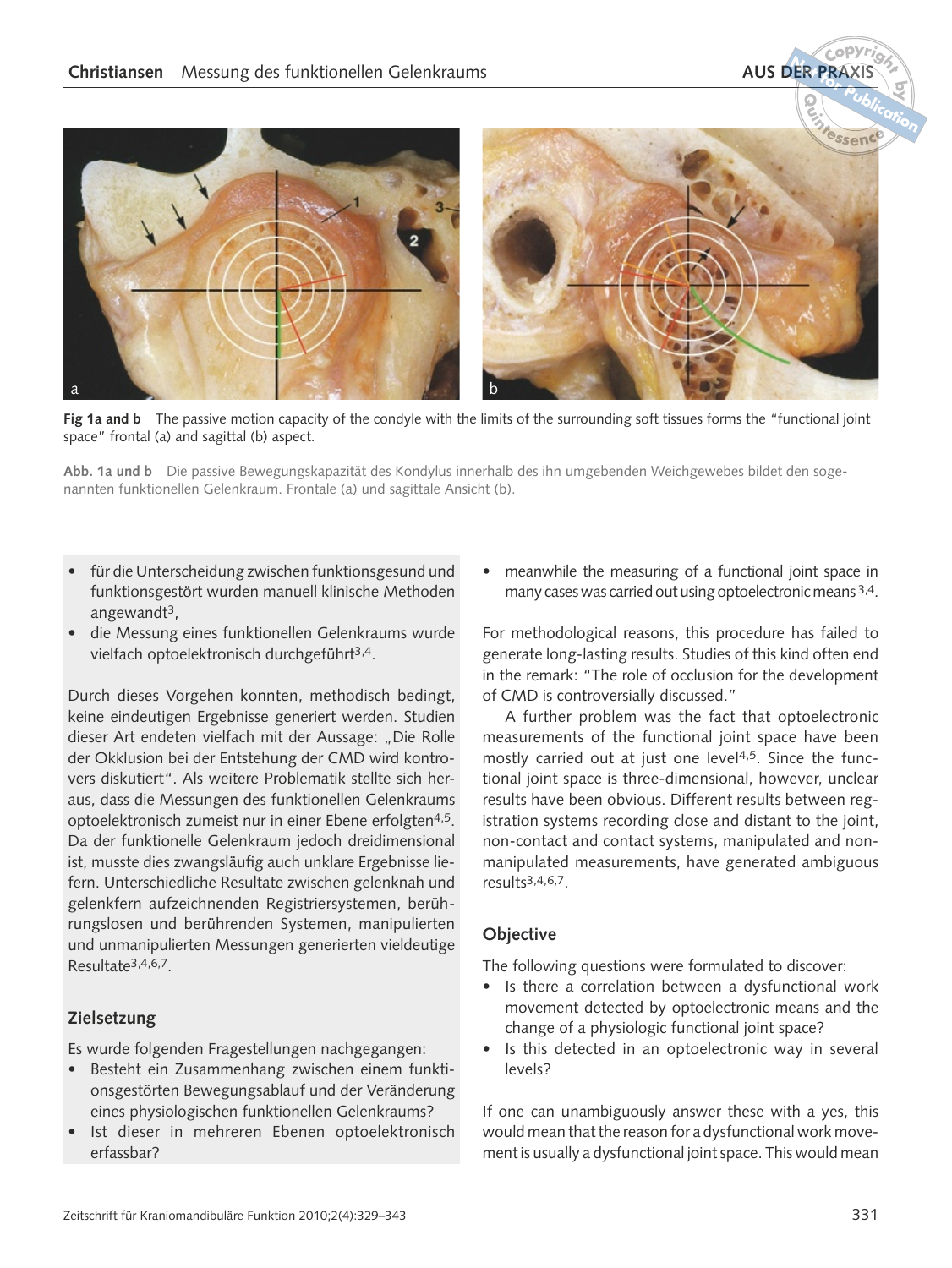**Fig 1a and b** The passive motion capacity of the condyle with the limits of the surrounding soft tissues forms the "functional joint space" frontal (a) and sagittal (b) aspect.

**Abb. 1a und b** Die passive Bewegungskapazität des Kondylus innerhalb des ihn umgebenden Weichgewebes bildet den sogenannten funktionellen Gelenkraum. Frontale (a) und sagittale Ansicht (b).

- für die Unterscheidung zwischen funktionsgesund und funktionsgestört wurden manuell klinische Methoden angewandt[3],
- die Messung eines funktionellen Gelenkraums wurde vielfach optoelektronisch durchgeführt[3,4].

Durch dieses Vorgehen konnten, methodisch bedingt, keine eindeutigen Ergebnisse generiert werden. Studien dieser Art endeten vielfach mit der Aussage: „Die Rolle der Okklusion bei der Entstehung der CMD wird kontrovers diskutiert". Als weitere Problematik stellte sich heraus, dass die Messungen des funktionellen Gelenkraums optoelektronisch zumeist nur in einer Ebene erfolgten[4,5]. Da der funktionelle Gelenkraum jedoch dreidimensional ist, musste dies zwangsläufig auch unklare Ergebnisse liefern. Unterschiedliche Resultate zwischen gelenknah und gelenkfern aufzeichnenden Registriersystemen, berührungslosen und berührenden Systemen, manipulierten und unmanipulierten Messungen generierten vieldeutige Resultate[3,4,6,7].

## Zielsetzung

Es wurde folgenden Fragestellungen nachgegangen:

- Besteht ein Zusammenhang zwischen einem funktionsgestörten Bewegungsablauf und der Veränderung eines physiologischen funktionellen Gelenkraums?
- Ist dieser in mehreren Ebenen optoelektronisch erfassbar?

- meanwhile the measuring of a functional joint space in many cases was carried out using optoelectronic means[3,4].

For methodological reasons, this procedure has failed to generate long-lasting results. Studies of this kind often end in the remark: "The role of occlusion for the development of CMD is controversially discussed."

A further problem was the fact that optoelectronic measurements of the functional joint space have been mostly carried out at just one level[4,5]. Since the functional joint space is three-dimensional, however, unclear results have been obvious. Different results between registration systems recording close and distant to the joint, non-contact and contact systems, manipulated and non-manipulated measurements, have generated ambiguous results[3,4,6,7].

## Objective

The following questions were formulated to discover:

- Is there a correlation between a dysfunctional work movement detected by optoelectronic means and the change of a physiologic functional joint space?
- Is this detected in an optoelectronic way in several levels?

If one can unambiguously answer these with a yes, this would mean that the reason for a dysfunctional work movement is usually a dysfunctional joint space. This would mean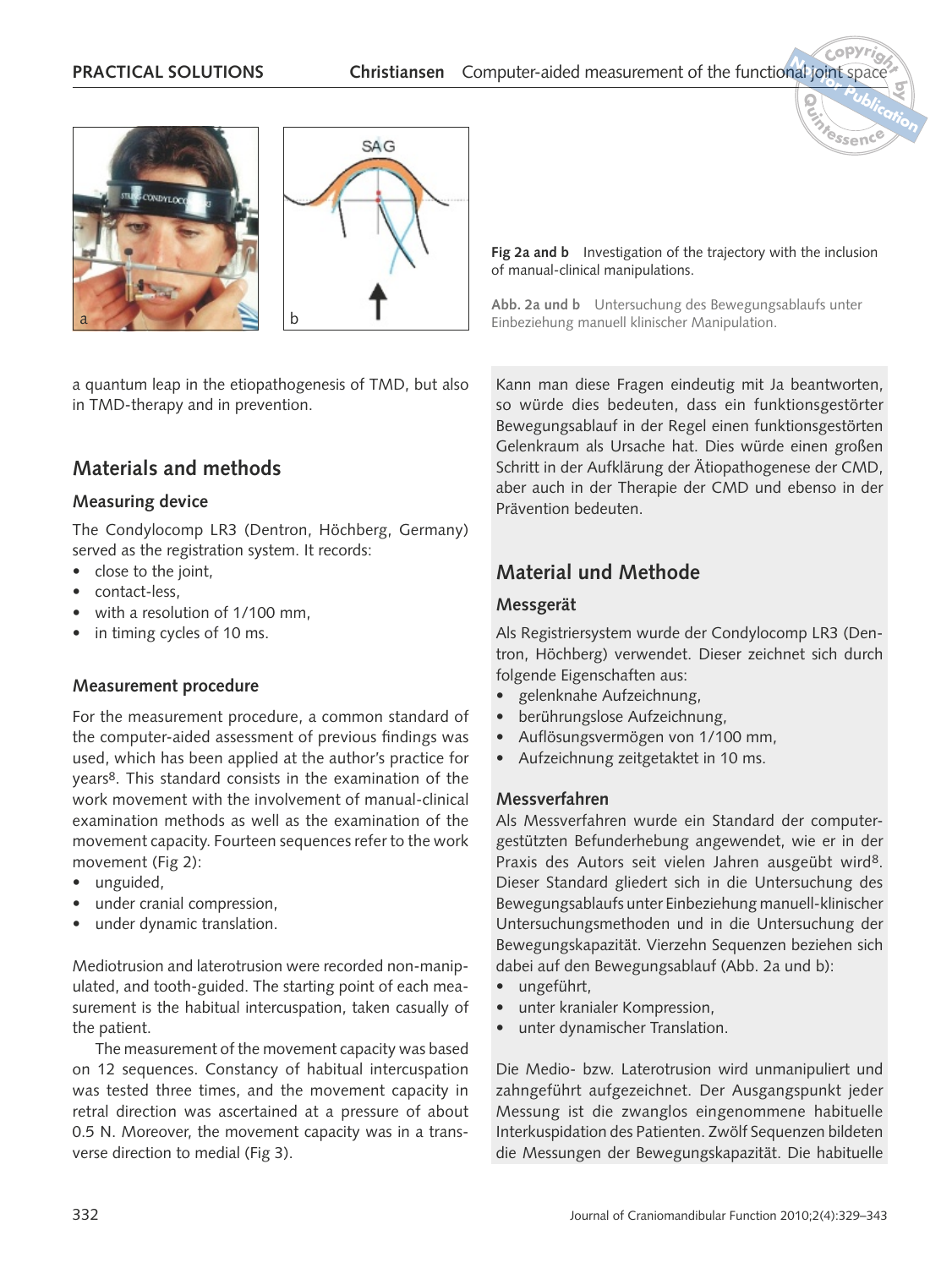Fig 2a and b Investigation of the trajectory with the inclusion of manual-clinical manipulations.

Abb. 2a und b Untersuchung des Bewegungsablaufs unter Einbeziehung manuell klinischer Manipulation.

a quantum leap in the etiopathogenesis of TMD, but also in TMD-therapy and in prevention.

## Materials and methods

### Measuring device

The Condylocomp LR3 (Dentron, Höchberg, Germany) served as the registration system. It records:

- close to the joint,
- contact-less,
- with a resolution of 1/100 mm,
- in timing cycles of 10 ms.

### Measurement procedure

For the measurement procedure, a common standard of the computer-aided assessment of previous findings was used, which has been applied at the author's practice for years[8]. This standard consists in the examination of the work movement with the involvement of manual-clinical examination methods as well as the examination of the movement capacity. Fourteen sequences refer to the work movement (Fig 2):

- unguided,
- under cranial compression,
- under dynamic translation.

Mediotrusion and laterotrusion were recorded non-manipulated, and tooth-guided. The starting point of each measurement is the habitual intercuspation, taken casually of the patient.

The measurement of the movement capacity was based on 12 sequences. Constancy of habitual intercuspation was tested three times, and the movement capacity in retral direction was ascertained at a pressure of about 0.5 N. Moreover, the movement capacity was in a transverse direction to medial (Fig 3).

Kann man diese Fragen eindeutig mit Ja beantworten, so würde dies bedeuten, dass ein funktionsgestörter Bewegungsablauf in der Regel einen funktionsgestörten Gelenkraum als Ursache hat. Dies würde einen großen Schritt in der Aufklärung der Ätiopathogenese der CMD, aber auch in der Therapie der CMD und ebenso in der Prävention bedeuten.

## Material und Methode

### Messgerät

Als Registriersystem wurde der Condylocomp LR3 (Dentron, Höchberg) verwendet. Dieser zeichnet sich durch folgende Eigenschaften aus:

- gelenknahe Aufzeichnung,
- berührungslose Aufzeichnung,
- Auflösungsvermögen von 1/100 mm,
- Aufzeichnung zeitgetaktet in 10 ms.

### Messverfahren

Als Messverfahren wurde ein Standard der computergestützten Befunderhebung angewendet, wie er in der Praxis des Autors seit vielen Jahren ausgeübt wird[8]. Dieser Standard gliedert sich in die Untersuchung des Bewegungsablaufs unter Einbeziehung manuell-klinischer Untersuchungsmethoden und in die Untersuchung der Bewegungskapazität. Vierzehn Sequenzen beziehen sich dabei auf den Bewegungsablauf (Abb. 2a und b):

- ungeführt,
- unter kranialer Kompression,
- unter dynamischer Translation.

Die Medio- bzw. Laterotrusion wird unmanipuliert und zahngeführt aufgezeichnet. Der Ausgangspunkt jeder Messung ist die zwanglos eingenommene habituelle Interkuspidation des Patienten. Zwölf Sequenzen bildeten die Messungen der Bewegungskapazität. Die habituelle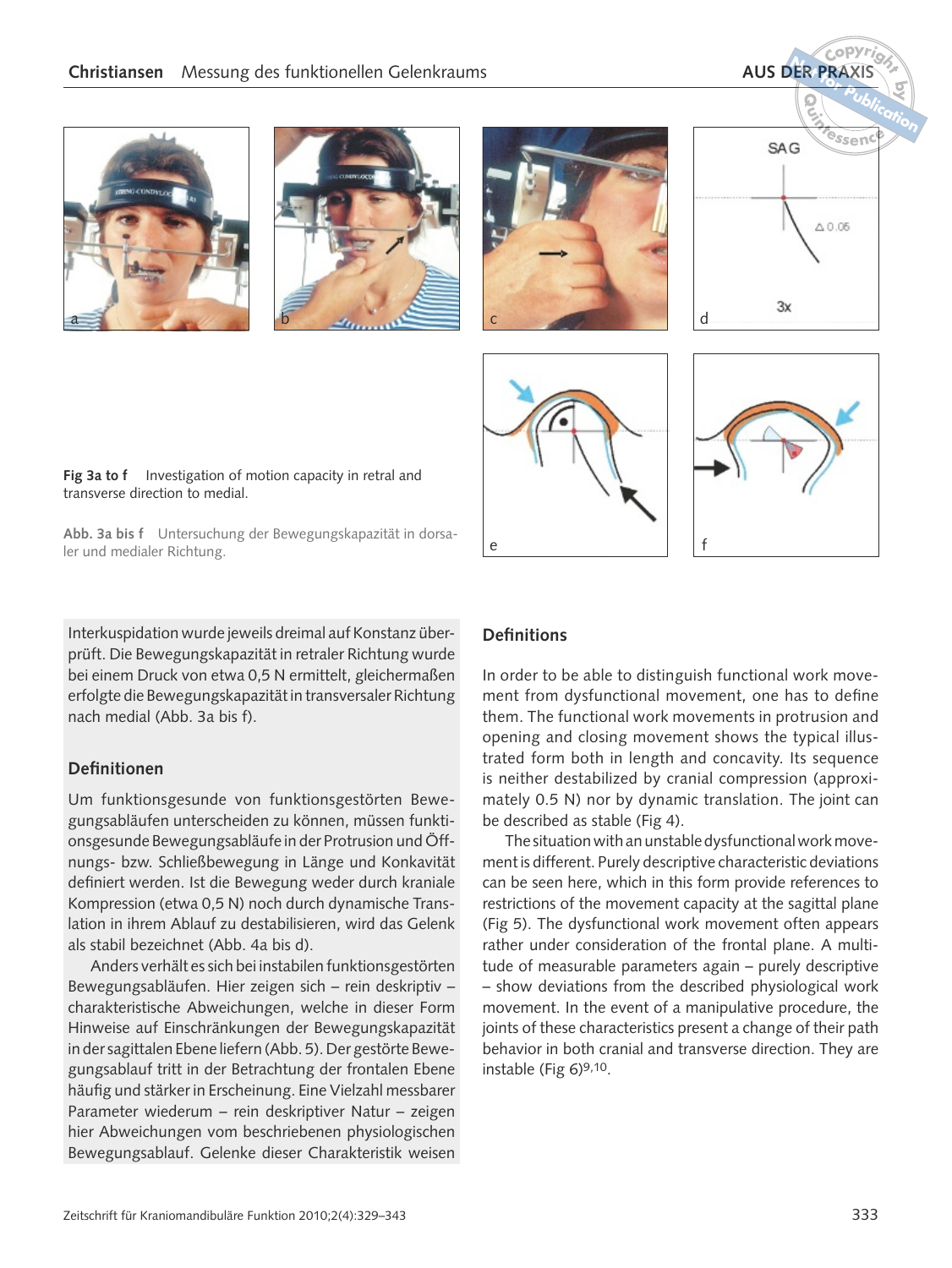Fig 3a to f Investigation of motion capacity in retral and transverse direction to medial.

Abb. 3a bis f Untersuchung der Bewegungskapazität in dorsaler und medialer Richtung.

Interkuspidation wurde jeweils dreimal auf Konstanz überprüft. Die Bewegungskapazität in retraler Richtung wurde bei einem Druck von etwa 0,5 N ermittelt, gleichermaßen erfolgte die Bewegungskapazität in transversaler Richtung nach medial (Abb. 3a bis f).

## Definitionen

Um funktionsgesunde von funktionsgestörten Bewegungsabläufen unterscheiden zu können, müssen funktionsgesunde Bewegungsabläufe in der Protrusion und Öffnungs- bzw. Schließbewegung in Länge und Konkavität definiert werden. Ist die Bewegung weder durch kraniale Kompression (etwa 0,5 N) noch durch dynamische Translation in ihrem Ablauf zu destabilisieren, wird das Gelenk als stabil bezeichnet (Abb. 4a bis d).

Anders verhält es sich bei instabilen funktionsgestörten Bewegungsabläufen. Hier zeigen sich – rein deskriptiv – charakteristische Abweichungen, welche in dieser Form Hinweise auf Einschränkungen der Bewegungskapazität in der sagittalen Ebene liefern (Abb. 5). Der gestörte Bewegungsablauf tritt in der Betrachtung der frontalen Ebene häufig und stärker in Erscheinung. Eine Vielzahl messbarer Parameter wiederum – rein deskriptiver Natur – zeigen hier Abweichungen vom beschriebenen physiologischen Bewegungsablauf. Gelenke dieser Charakteristik weisen

## Definitions

In order to be able to distinguish functional work movement from dysfunctional movement, one has to define them. The functional work movements in protrusion and opening and closing movement shows the typical illustrated form both in length and concavity. Its sequence is neither destabilized by cranial compression (approximately 0.5 N) nor by dynamic translation. The joint can be described as stable (Fig 4).

The situation with an unstable dysfunctional work movement is different. Purely descriptive characteristic deviations can be seen here, which in this form provide references to restrictions of the movement capacity at the sagittal plane (Fig 5). The dysfunctional work movement often appears rather under consideration of the frontal plane. A multitude of measurable parameters again – purely descriptive – show deviations from the described physiological work movement. In the event of a manipulative procedure, the joints of these characteristics present a change of their path behavior in both cranial and transverse direction. They are instable (Fig 6)[9,10].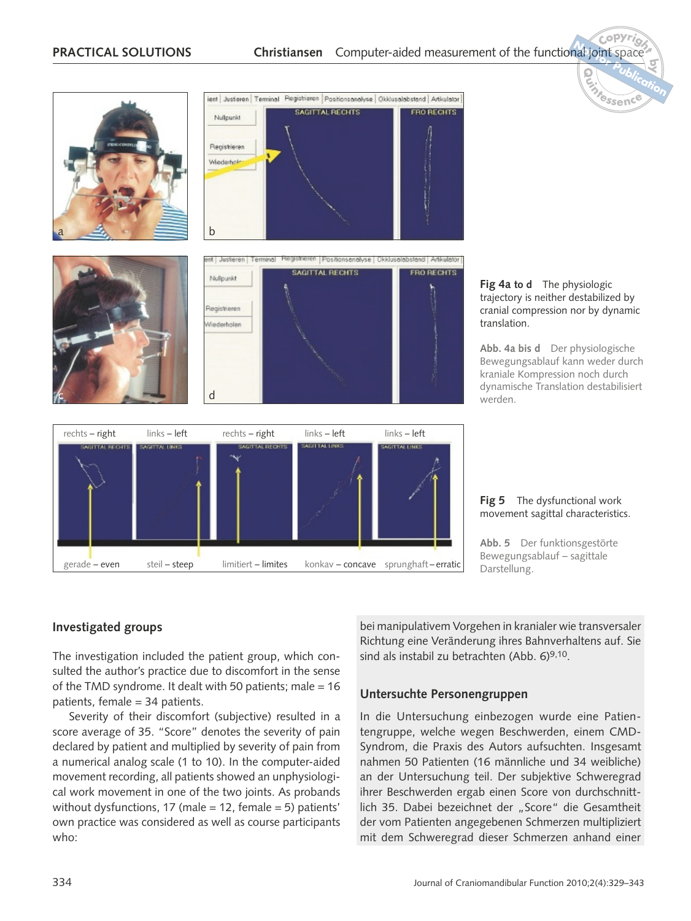Fig 4a to d  The physiologic trajectory is neither destabilized by cranial compression nor by dynamic translation.

Abb. 4a bis d  Der physiologische Bewegungsablauf kann weder durch kraniale Kompression noch durch dynamische Translation destabilisiert werden.

Fig 5  The dysfunctional work movement sagittal characteristics.

Abb. 5  Der funktionsgestörte Bewegungsablauf – sagittale Darstellung.

## Investigated groups

The investigation included the patient group, which consulted the author's practice due to discomfort in the sense of the TMD syndrome. It dealt with 50 patients; male = 16 patients, female = 34 patients.

Severity of their discomfort (subjective) resulted in a score average of 35. "Score" denotes the severity of pain declared by patient and multiplied by severity of pain from a numerical analog scale (1 to 10). In the computer-aided movement recording, all patients showed an unphysiological work movement in one of the two joints. As probands without dysfunctions, 17 (male = 12, female = 5) patients' own practice was considered as well as course participants who:

bei manipulativem Vorgehen in kranialer wie transversaler Richtung eine Veränderung ihres Bahnverhaltens auf. Sie sind als instabil zu betrachten (Abb. 6)[9,10].

## Untersuchte Personengruppen

In die Untersuchung einbezogen wurde eine Patientengruppe, welche wegen Beschwerden, einem CMD-Syndrom, die Praxis des Autors aufsuchten. Insgesamt nahmen 50 Patienten (16 männliche und 34 weibliche) an der Untersuchung teil. Der subjektive Schweregrad ihrer Beschwerden ergab einen Score von durchschnittlich 35. Dabei bezeichnet der „Score" die Gesamtheit der vom Patienten angegebenen Schmerzen multipliziert mit dem Schweregrad dieser Schmerzen anhand einer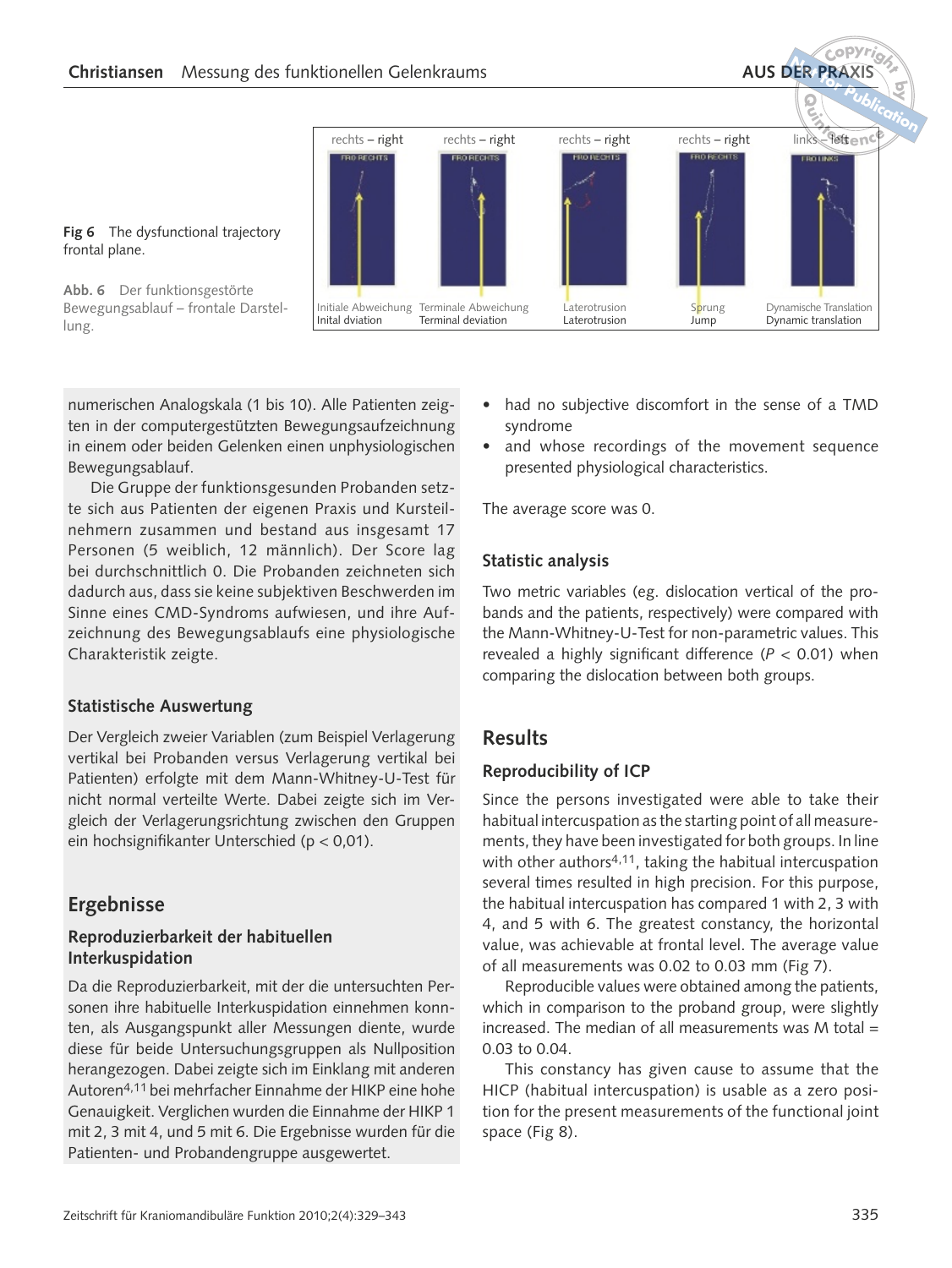Fig 6 The dysfunctional trajectory frontal plane.

Abb. 6 Der funktionsgestörte Bewegungsablauf – frontale Darstellung.

| rechts – right | rechts – right | rechts – right | rechts – right | links – left |
|---|---|---|---|---|
| Initiale Abweichung / Inital dviation | Terminale Abweichung / Terminal deviation | Laterotrusion / Laterotrusion | Sprung / Jump | Dynamische Translation / Dynamic translation |

numerischen Analogskala (1 bis 10). Alle Patienten zeigten in der computergestützten Bewegungsaufzeichnung in einem oder beiden Gelenken einen unphysiologischen Bewegungsablauf.

Die Gruppe der funktionsgesunden Probanden setzte sich aus Patienten der eigenen Praxis und Kursteilnehmern zusammen und bestand aus insgesamt 17 Personen (5 weiblich, 12 männlich). Der Score lag bei durchschnittlich 0. Die Probanden zeichneten sich dadurch aus, dass sie keine subjektiven Beschwerden im Sinne eines CMD-Syndroms aufwiesen, und ihre Aufzeichnung des Bewegungsablaufs eine physiologische Charakteristik zeigte.

### Statistische Auswertung

Der Vergleich zweier Variablen (zum Beispiel Verlagerung vertikal bei Probanden versus Verlagerung vertikal bei Patienten) erfolgte mit dem Mann-Whitney-U-Test für nicht normal verteilte Werte. Dabei zeigte sich im Vergleich der Verlagerungsrichtung zwischen den Gruppen ein hochsignifikanter Unterschied ($p < 0{,}01$).

## Ergebnisse

### Reproduzierbarkeit der habituellen Interkuspidation

Da die Reproduzierbarkeit, mit der die untersuchten Personen ihre habituelle Interkuspidation einnehmen konnten, als Ausgangspunkt aller Messungen diente, wurde diese für beide Untersuchungsgruppen als Nullposition herangezogen. Dabei zeigte sich im Einklang mit anderen Autoren[4,11] bei mehrfacher Einnahme der HIKP eine hohe Genauigkeit. Verglichen wurden die Einnahme der HIKP 1 mit 2, 3 mit 4, und 5 mit 6. Die Ergebnisse wurden für die Patienten- und Probandengruppe ausgewertet.

- had no subjective discomfort in the sense of a TMD syndrome
- and whose recordings of the movement sequence presented physiological characteristics.

The average score was 0.

### Statistic analysis

Two metric variables (eg. dislocation vertical of the probands and the patients, respectively) were compared with the Mann-Whitney-U-Test for non-parametric values. This revealed a highly significant difference ($P < 0.01$) when comparing the dislocation between both groups.

## Results

### Reproducibility of ICP

Since the persons investigated were able to take their habitual intercuspation as the starting point of all measurements, they have been investigated for both groups. In line with other authors[4,11], taking the habitual intercuspation several times resulted in high precision. For this purpose, the habitual intercuspation has compared 1 with 2, 3 with 4, and 5 with 6. The greatest constancy, the horizontal value, was achievable at frontal level. The average value of all measurements was 0.02 to 0.03 mm (Fig 7).

Reproducible values were obtained among the patients, which in comparison to the proband group, were slightly increased. The median of all measurements was M total = 0.03 to 0.04.

This constancy has given cause to assume that the HICP (habitual intercuspation) is usable as a zero position for the present measurements of the functional joint space (Fig 8).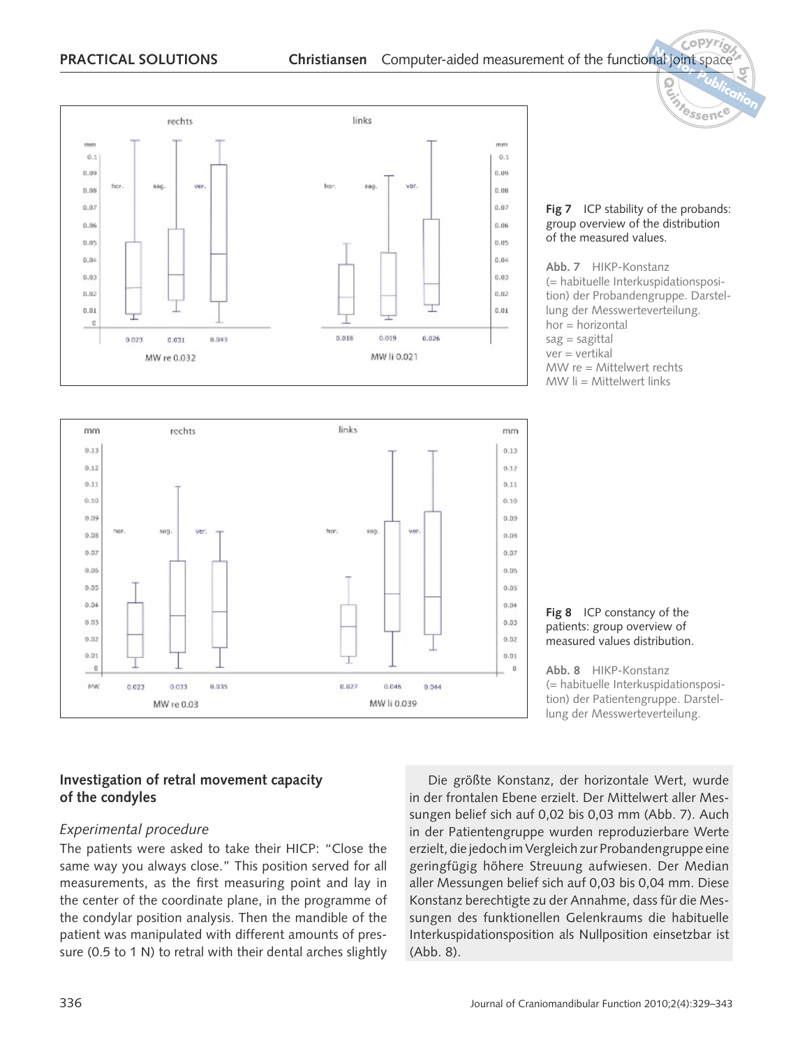**Fig 7** ICP stability of the probands: group overview of the distribution of the measured values.

**Abb. 7** HIKP-Konstanz (= habituelle Interkuspidationsposition) der Probandengruppe. Darstellung der Messwerteverteilung.
hor = horizontal
sag = sagittal
ver = vertikal
MW re = Mittelwert rechts
MW li = Mittelwert links

**Fig 8** ICP constancy of the patients: group overview of measured values distribution.

**Abb. 8** HIKP-Konstanz (= habituelle Interkuspidationsposition) der Patientengruppe. Darstellung der Messwerteverteilung.

### Investigation of retral movement capacity of the condyles

*Experimental procedure*

The patients were asked to take their HICP: "Close the same way you always close." This position served for all measurements, as the first measuring point and lay in the center of the coordinate plane, in the programme of the condylar position analysis. Then the mandible of the patient was manipulated with different amounts of pressure (0.5 to 1 N) to retral with their dental arches slightly

Die größte Konstanz, der horizontale Wert, wurde in der frontalen Ebene erzielt. Der Mittelwert aller Messungen belief sich auf 0,02 bis 0,03 mm (Abb. 7). Auch in der Patientengruppe wurden reproduzierbare Werte erzielt, die jedoch im Vergleich zur Probandengruppe eine geringfügig höhere Streuung aufwiesen. Der Median aller Messungen belief sich auf 0,03 bis 0,04 mm. Diese Konstanz berechtigte zu der Annahme, dass für die Messungen des funktionellen Gelenkraums die habituelle Interkuspidationsposition als Nullposition einsetzbar ist (Abb. 8).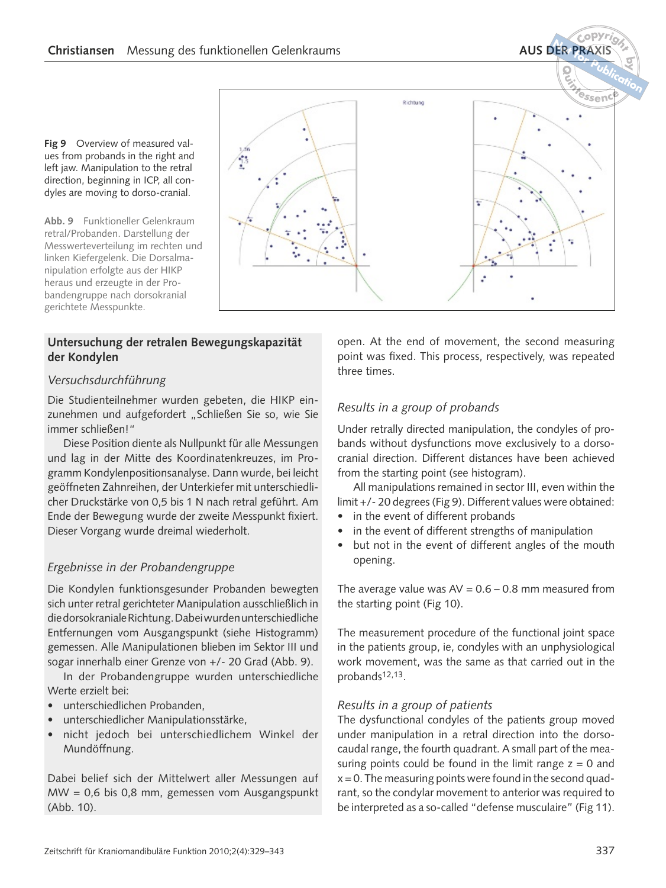**Fig 9** Overview of measured values from probands in the right and left jaw. Manipulation to the retral direction, beginning in ICP, all condyles are moving to dorso-cranial.

**Abb. 9** Funktioneller Gelenkraum retral/Probanden. Darstellung der Messwerteverteilung im rechten und linken Kiefergelenk. Die Dorsalmanipulation erfolgte aus der HIKP heraus und erzeugte in der Probandengruppe nach dorsokranial gerichtete Messpunkte.

### Untersuchung der retralen Bewegungskapazität der Kondylen

*Versuchsdurchführung*

Die Studienteilnehmer wurden gebeten, die HIKP einzunehmen und aufgefordert „Schließen Sie so, wie Sie immer schließen!"

Diese Position diente als Nullpunkt für alle Messungen und lag in der Mitte des Koordinatenkreuzes, im Programm Kondylenpositionsanalyse. Dann wurde, bei leicht geöffneten Zahnreihen, der Unterkiefer mit unterschiedlicher Druckstärke von 0,5 bis 1 N nach retral geführt. Am Ende der Bewegung wurde der zweite Messpunkt fixiert. Dieser Vorgang wurde dreimal wiederholt.

*Ergebnisse in der Probandengruppe*

Die Kondylen funktionsgesunder Probanden bewegten sich unter retral gerichteter Manipulation ausschließlich in die dorsokraniale Richtung. Dabei wurden unterschiedliche Entfernungen vom Ausgangspunkt (siehe Histogramm) gemessen. Alle Manipulationen blieben im Sektor III und sogar innerhalb einer Grenze von +/- 20 Grad (Abb. 9).

In der Probandengruppe wurden unterschiedliche Werte erzielt bei:

- unterschiedlichen Probanden,
- unterschiedlicher Manipulationsstärke,
- nicht jedoch bei unterschiedlichem Winkel der Mundöffnung.

Dabei belief sich der Mittelwert aller Messungen auf MW = 0,6 bis 0,8 mm, gemessen vom Ausgangspunkt (Abb. 10).

open. At the end of movement, the second measuring point was fixed. This process, respectively, was repeated three times.

*Results in a group of probands*

Under retrally directed manipulation, the condyles of probands without dysfunctions move exclusively to a dorsocranial direction. Different distances have been achieved from the starting point (see histogram).

All manipulations remained in sector III, even within the limit +/- 20 degrees (Fig 9). Different values were obtained:

- in the event of different probands
- in the event of different strengths of manipulation
- but not in the event of different angles of the mouth opening.

The average value was AV = 0.6 – 0.8 mm measured from the starting point (Fig 10).

The measurement procedure of the functional joint space in the patients group, ie, condyles with an unphysiological work movement, was the same as that carried out in the probands[12,13].

*Results in a group of patients*

The dysfunctional condyles of the patients group moved under manipulation in a retral direction into the dorsocaudal range, the fourth quadrant. A small part of the measuring points could be found in the limit range $z = 0$ and $x = 0$. The measuring points were found in the second quadrant, so the condylar movement to anterior was required to be interpreted as a so-called "defense musculaire" (Fig 11).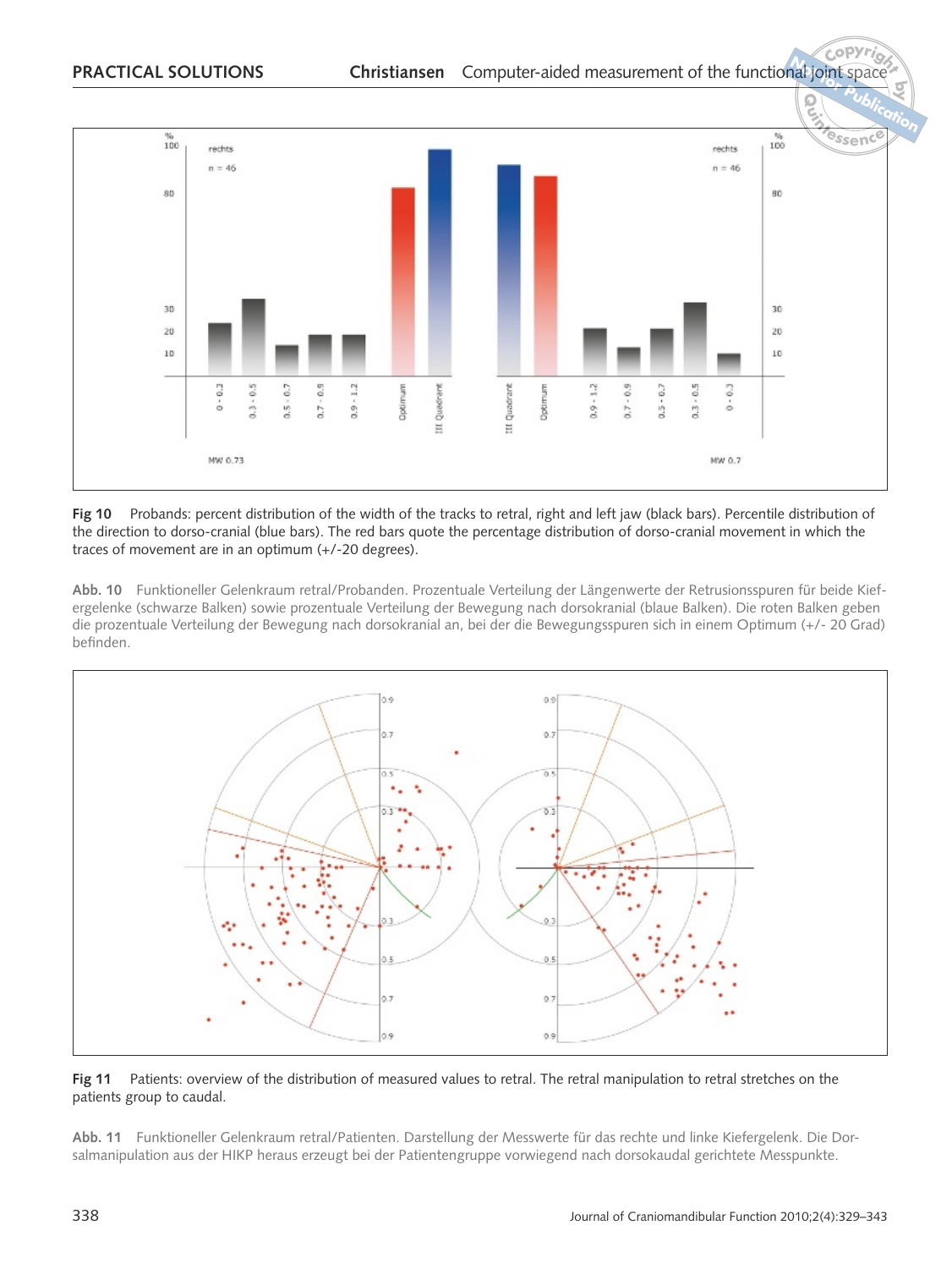**Fig 10** Probands: percent distribution of the width of the tracks to retral, right and left jaw (black bars). Percentile distribution of the direction to dorso-cranial (blue bars). The red bars quote the percentage distribution of dorso-cranial movement in which the traces of movement are in an optimum (+/-20 degrees).

**Abb. 10** Funktioneller Gelenkraum retral/Probanden. Prozentuale Verteilung der Längenwerte der Retrusionsspuren für beide Kiefergelenke (schwarze Balken) sowie prozentuale Verteilung der Bewegung nach dorsokranial (blaue Balken). Die roten Balken geben die prozentuale Verteilung der Bewegung nach dorsokranial an, bei der die Bewegungsspuren sich in einem Optimum (+/- 20 Grad) befinden.

**Fig 11** Patients: overview of the distribution of measured values to retral. The retral manipulation to retral stretches on the patients group to caudal.

**Abb. 11** Funktioneller Gelenkraum retral/Patienten. Darstellung der Messwerte für das rechte und linke Kiefergelenk. Die Dorsalmanipulation aus der HIKP heraus erzeugt bei der Patientengruppe vorwiegend nach dorsokaudal gerichtete Messpunkte.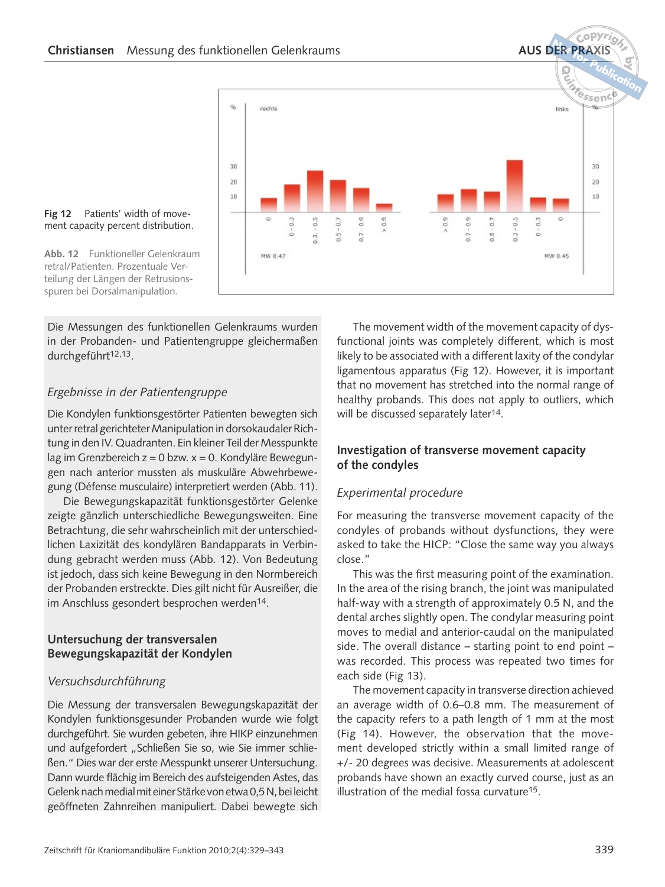**Fig 12** Patients' width of movement capacity percent distribution.

**Abb. 12** Funktioneller Gelenkraum retral/Patienten. Prozentuale Verteilung der Längen der Retrusionsspuren bei Dorsalmanipulation.

Die Messungen des funktionellen Gelenkraums wurden in der Probanden- und Patientengruppe gleichermaßen durchgeführt[12,13].

### *Ergebnisse in der Patientengruppe*

Die Kondylen funktionsgestörter Patienten bewegten sich unter retral gerichteter Manipulation in dorsokaudaler Richtung in den IV. Quadranten. Ein kleiner Teil der Messpunkte lag im Grenzbereich z = 0 bzw. x = 0. Kondyläre Bewegungen nach anterior mussten als muskuläre Abwehrbewegung (Défense musculaire) interpretiert werden (Abb. 11).

Die Bewegungskapazität funktionsgestörter Gelenke zeigte gänzlich unterschiedliche Bewegungsweiten. Eine Betrachtung, die sehr wahrscheinlich mit der unterschiedlichen Laxizität des kondylären Bandapparats in Verbindung gebracht werden muss (Abb. 12). Von Bedeutung ist jedoch, dass sich keine Bewegung in den Normbereich der Probanden erstreckte. Dies gilt nicht für Ausreißer, die im Anschluss gesondert besprochen werden[14].

## Untersuchung der transversalen Bewegungskapazität der Kondylen

### *Versuchsdurchführung*

Die Messung der transversalen Bewegungskapazität der Kondylen funktionsgesunder Probanden wurde wie folgt durchgeführt. Sie wurden gebeten, ihre HIKP einzunehmen und aufgefordert „Schließen Sie so, wie Sie immer schließen." Dies war der erste Messpunkt unserer Untersuchung. Dann wurde flächig im Bereich des aufsteigenden Astes, das Gelenk nach medial mit einer Stärke von etwa 0,5 N, bei leicht geöffneten Zahnreihen manipuliert. Dabei bewegte sich

The movement width of the movement capacity of dysfunctional joints was completely different, which is most likely to be associated with a different laxity of the condylar ligamentous apparatus (Fig 12). However, it is important that no movement has stretched into the normal range of healthy probands. This does not apply to outliers, which will be discussed separately later[14].

## Investigation of transverse movement capacity of the condyles

### *Experimental procedure*

For measuring the transverse movement capacity of the condyles of probands without dysfunctions, they were asked to take the HICP: "Close the same way you always close."

This was the first measuring point of the examination. In the area of the rising branch, the joint was manipulated half-way with a strength of approximately 0.5 N, and the dental arches slightly open. The condylar measuring point moves to medial and anterior-caudal on the manipulated side. The overall distance – starting point to end point – was recorded. This process was repeated two times for each side (Fig 13).

The movement capacity in transverse direction achieved an average width of 0.6–0.8 mm. The measurement of the capacity refers to a path length of 1 mm at the most (Fig 14). However, the observation that the movement developed strictly within a small limited range of +/- 20 degrees was decisive. Measurements at adolescent probands have shown an exactly curved course, just as an illustration of the medial fossa curvature[15].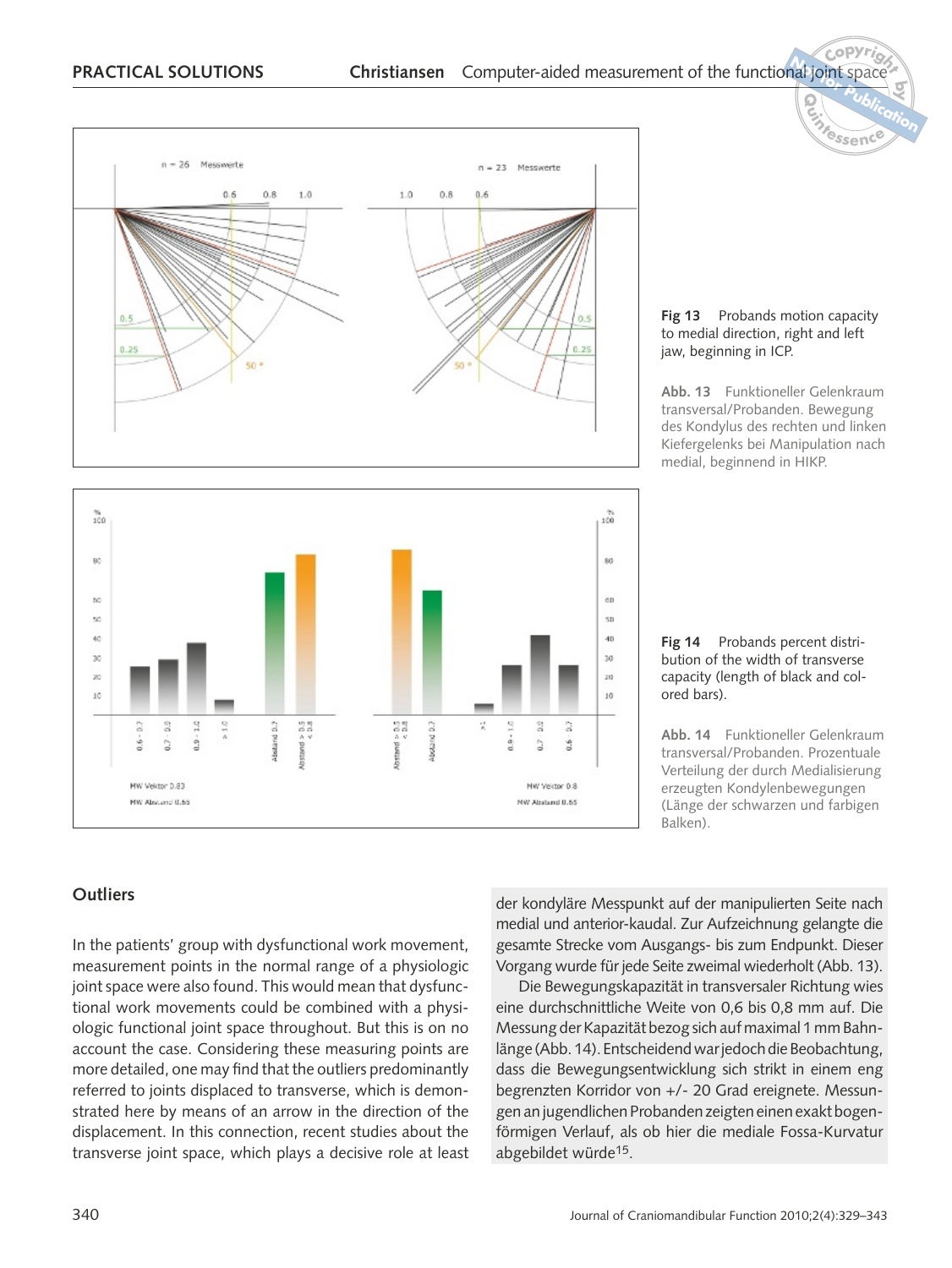Fig 13 Probands motion capacity to medial direction, right and left jaw, beginning in ICP.

Abb. 13 Funktioneller Gelenkraum transversal/Probanden. Bewegung des Kondylus des rechten und linken Kiefergelenks bei Manipulation nach medial, beginnend in HIKP.

Fig 14 Probands percent distribution of the width of transverse capacity (length of black and colored bars).

Abb. 14 Funktioneller Gelenkraum transversal/Probanden. Prozentuale Verteilung der durch Medialisierung erzeugten Kondylenbewegungen (Länge der schwarzen und farbigen Balken).

## Outliers

In the patients' group with dysfunctional work movement, measurement points in the normal range of a physiologic joint space were also found. This would mean that dysfunctional work movements could be combined with a physiologic functional joint space throughout. But this is on no account the case. Considering these measuring points are more detailed, one may find that the outliers predominantly referred to joints displaced to transverse, which is demonstrated here by means of an arrow in the direction of the displacement. In this connection, recent studies about the transverse joint space, which plays a decisive role at least

der kondyläre Messpunkt auf der manipulierten Seite nach medial und anterior-kaudal. Zur Aufzeichnung gelangte die gesamte Strecke vom Ausgangs- bis zum Endpunkt. Dieser Vorgang wurde für jede Seite zweimal wiederholt (Abb. 13).

Die Bewegungskapazität in transversaler Richtung wies eine durchschnittliche Weite von 0,6 bis 0,8 mm auf. Die Messung der Kapazität bezog sich auf maximal 1 mm Bahnlänge (Abb. 14). Entscheidend war jedoch die Beobachtung, dass die Bewegungsentwicklung sich strikt in einem eng begrenzten Korridor von +/- 20 Grad ereignete. Messungen an jugendlichen Probanden zeigten einen exakt bogenförmigen Verlauf, als ob hier die mediale Fossa-Kurvatur abgebildet würde[15].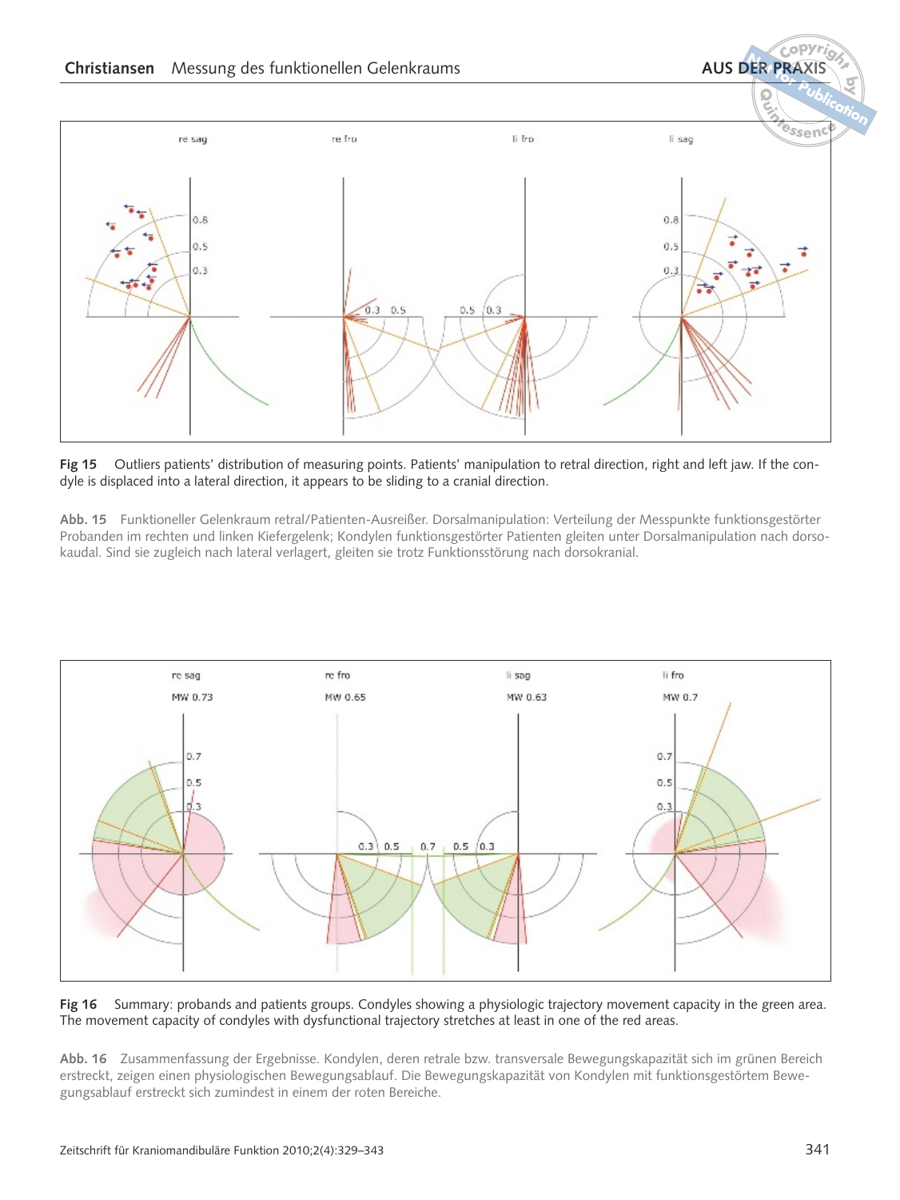**Fig 15** Outliers patients' distribution of measuring points. Patients' manipulation to retral direction, right and left jaw. If the condyle is displaced into a lateral direction, it appears to be sliding to a cranial direction.

**Abb. 15** Funktioneller Gelenkraum retral/Patienten-Ausreißer. Dorsalmanipulation: Verteilung der Messpunkte funktionsgestörter Probanden im rechten und linken Kiefergelenk; Kondylen funktionsgestörter Patienten gleiten unter Dorsalmanipulation nach dorsokaudal. Sind sie zugleich nach lateral verlagert, gleiten sie trotz Funktionsstörung nach dorsokranial.

**Fig 16** Summary: probands and patients groups. Condyles showing a physiologic trajectory movement capacity in the green area. The movement capacity of condyles with dysfunctional trajectory stretches at least in one of the red areas.

**Abb. 16** Zusammenfassung der Ergebnisse. Kondylen, deren retrale bzw. transversale Bewegungskapazität sich im grünen Bereich erstreckt, zeigen einen physiologischen Bewegungsablauf. Die Bewegungskapazität von Kondylen mit funktionsgestörtem Bewegungsablauf erstreckt sich zumindest in einem der roten Bereiche.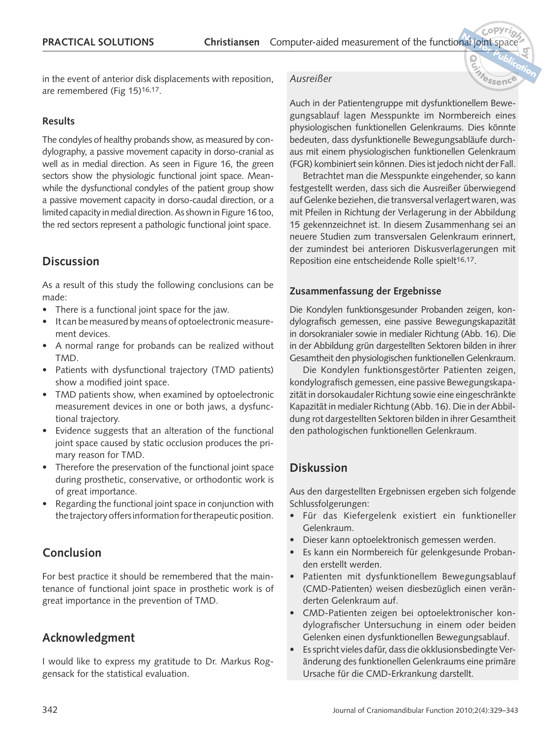in the event of anterior disk displacements with reposition, are remembered (Fig 15)[16,17].

### Results

The condyles of healthy probands show, as measured by condylography, a passive movement capacity in dorso-cranial as well as in medial direction. As seen in Figure 16, the green sectors show the physiologic functional joint space. Meanwhile the dysfunctional condyles of the patient group show a passive movement capacity in dorso-caudal direction, or a limited capacity in medial direction. As shown in Figure 16 too, the red sectors represent a pathologic functional joint space.

## Discussion

As a result of this study the following conclusions can be made:

- There is a functional joint space for the jaw.
- It can be measured by means of optoelectronic measurement devices.
- A normal range for probands can be realized without TMD.
- Patients with dysfunctional trajectory (TMD patients) show a modified joint space.
- TMD patients show, when examined by optoelectronic measurement devices in one or both jaws, a dysfunctional trajectory.
- Evidence suggests that an alteration of the functional joint space caused by static occlusion produces the primary reason for TMD.
- Therefore the preservation of the functional joint space during prosthetic, conservative, or orthodontic work is of great importance.
- Regarding the functional joint space in conjunction with the trajectory offers information for therapeutic position.

## Conclusion

For best practice it should be remembered that the maintenance of functional joint space in prosthetic work is of great importance in the prevention of TMD.

## Acknowledgment

I would like to express my gratitude to Dr. Markus Roggensack for the statistical evaluation.

*Ausreißer*

Auch in der Patientengruppe mit dysfunktionellem Bewegungsablauf lagen Messpunkte im Normbereich eines physiologischen funktionellen Gelenkraums. Dies könnte bedeuten, dass dysfunktionelle Bewegungsabläufe durchaus mit einem physiologischen funktionellen Gelenkraum (FGR) kombiniert sein können. Dies ist jedoch nicht der Fall.

Betrachtet man die Messpunkte eingehender, so kann festgestellt werden, dass sich die Ausreißer überwiegend auf Gelenke beziehen, die transversal verlagert waren, was mit Pfeilen in Richtung der Verlagerung in der Abbildung 15 gekennzeichnet ist. In diesem Zusammenhang sei an neuere Studien zum transversalen Gelenkraum erinnert, der zumindest bei anterioren Diskusverlagerungen mit Reposition eine entscheidende Rolle spielt[16,17].

### Zusammenfassung der Ergebnisse

Die Kondylen funktionsgesunder Probanden zeigen, kondylografisch gemessen, eine passive Bewegungskapazität in dorsokranialer sowie in medialer Richtung (Abb. 16). Die in der Abbildung grün dargestellten Sektoren bilden in ihrer Gesamtheit den physiologischen funktionellen Gelenkraum.

Die Kondylen funktionsgestörter Patienten zeigen, kondylografisch gemessen, eine passive Bewegungskapazität in dorsokaudaler Richtung sowie eine eingeschränkte Kapazität in medialer Richtung (Abb. 16). Die in der Abbildung rot dargestellten Sektoren bilden in ihrer Gesamtheit den pathologischen funktionellen Gelenkraum.

## Diskussion

Aus den dargestellten Ergebnissen ergeben sich folgende Schlussfolgerungen:

- Für das Kiefergelenk existiert ein funktioneller Gelenkraum.
- Dieser kann optoelektronisch gemessen werden.
- Es kann ein Normbereich für gelenkgesunde Probanden erstellt werden.
- Patienten mit dysfunktionellem Bewegungsablauf (CMD-Patienten) weisen diesbezüglich einen veränderten Gelenkraum auf.
- CMD-Patienten zeigen bei optoelektronischer kondylografischer Untersuchung in einem oder beiden Gelenken einen dysfunktionellen Bewegungsablauf.
- Es spricht vieles dafür, dass die okklusionsbedingte Veränderung des funktionellen Gelenkraums eine primäre Ursache für die CMD-Erkrankung darstellt.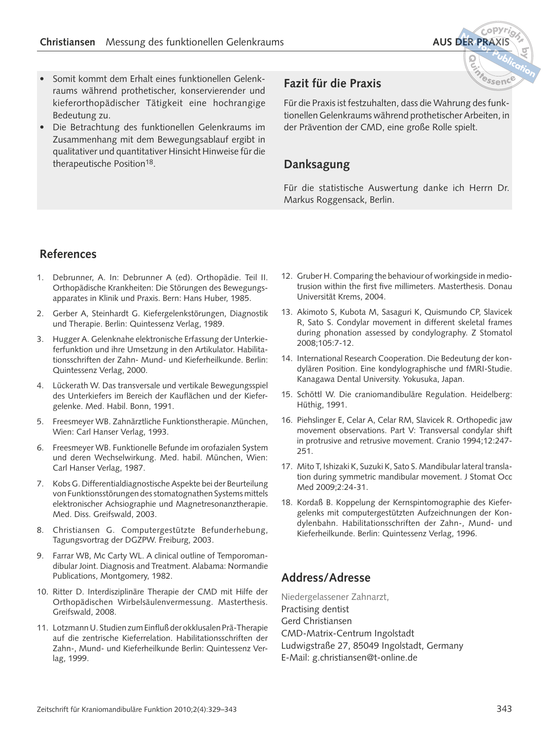- Somit kommt dem Erhalt eines funktionellen Gelenkraums während prothetischer, konservierender und kieferorthopädischer Tätigkeit eine hochrangige Bedeutung zu.
- Die Betrachtung des funktionellen Gelenkraums im Zusammenhang mit dem Bewegungsablauf ergibt in qualitativer und quantitativer Hinsicht Hinweise für die therapeutische Position[18].

## Fazit für die Praxis

Für die Praxis ist festzuhalten, dass die Wahrung des funktionellen Gelenkraums während prothetischer Arbeiten, in der Prävention der CMD, eine große Rolle spielt.

## Danksagung

Für die statistische Auswertung danke ich Herrn Dr. Markus Roggensack, Berlin.

## References

1. Debrunner, A. In: Debrunner A (ed). Orthopädie. Teil II. Orthopädische Krankheiten: Die Störungen des Bewegungsapparates in Klinik und Praxis. Bern: Hans Huber, 1985.
2. Gerber A, Steinhardt G. Kiefergelenkstörungen, Diagnostik und Therapie. Berlin: Quintessenz Verlag, 1989.
3. Hugger A. Gelenknahe elektronische Erfassung der Unterkieferfunktion und ihre Umsetzung in den Artikulator. Habilitationsschriften der Zahn- Mund- und Kieferheilkunde. Berlin: Quintessenz Verlag, 2000.
4. Lückerath W. Das transversale und vertikale Bewegungsspiel des Unterkiefers im Bereich der Kauflächen und der Kiefergelenke. Med. Habil. Bonn, 1991.
5. Freesmeyer WB. Zahnärztliche Funktionstherapie. München, Wien: Carl Hanser Verlag, 1993.
6. Freesmeyer WB. Funktionelle Befunde im orofazialen System und deren Wechselwirkung. Med. habil. München, Wien: Carl Hanser Verlag, 1987.
7. Kobs G. Differentialdiagnostische Aspekte bei der Beurteilung von Funktionsstörungen des stomatognathen Systems mittels elektronischer Achsiographie und Magnetresonanztherapie. Med. Diss. Greifswald, 2003.
8. Christiansen G. Computergestützte Befunderhebung, Tagungsvortrag der DGZPW. Freiburg, 2003.
9. Farrar WB, Mc Carty WL. A clinical outline of Temporomandibular Joint. Diagnosis and Treatment. Alabama: Normandie Publications, Montgomery, 1982.
10. Ritter D. Interdisziplinäre Therapie der CMD mit Hilfe der Orthopädischen Wirbelsäulenvermessung. Masterthesis. Greifswald, 2008.
11. Lotzmann U. Studien zum Einfluß der okklusalen Prä-Therapie auf die zentrische Kieferrelation. Habilitationsschriften der Zahn-, Mund- und Kieferheilkunde Berlin: Quintessenz Verlag, 1999.
12. Gruber H. Comparing the behaviour of workingside in mediotrusion within the first five millimeters. Masterthesis. Donau Universität Krems, 2004.
13. Akimoto S, Kubota M, Sasaguri K, Quismundo CP, Slavicek R, Sato S. Condylar movement in different skeletal frames during phonation assessed by condylography. Z Stomatol 2008;105:7-12.
14. International Research Cooperation. Die Bedeutung der kondylären Position. Eine kondylographische und fMRI-Studie. Kanagawa Dental University. Yokusuka, Japan.
15. Schöttl W. Die craniomandibuläre Regulation. Heidelberg: Hüthig, 1991.
16. Piehslinger E, Celar A, Celar RM, Slavicek R. Orthopedic jaw movement observations. Part V: Transversal condylar shift in protrusive and retrusive movement. Cranio 1994;12:247-251.
17. Mito T, Ishizaki K, Suzuki K, Sato S. Mandibular lateral translation during symmetric mandibular movement. J Stomat Occ Med 2009;2:24-31.
18. Kordaß B. Koppelung der Kernspintomographie des Kiefergelenks mit computergestützten Aufzeichnungen der Kondylenbahn. Habilitationsschriften der Zahn-, Mund- und Kieferheilkunde. Berlin: Quintessenz Verlag, 1996.

## Address/Adresse

Niedergelassener Zahnarzt,
Practising dentist
Gerd Christiansen
CMD-Matrix-Centrum Ingolstadt
Ludwigstraße 27, 85049 Ingolstadt, Germany
E-Mail: g.christiansen@t-online.de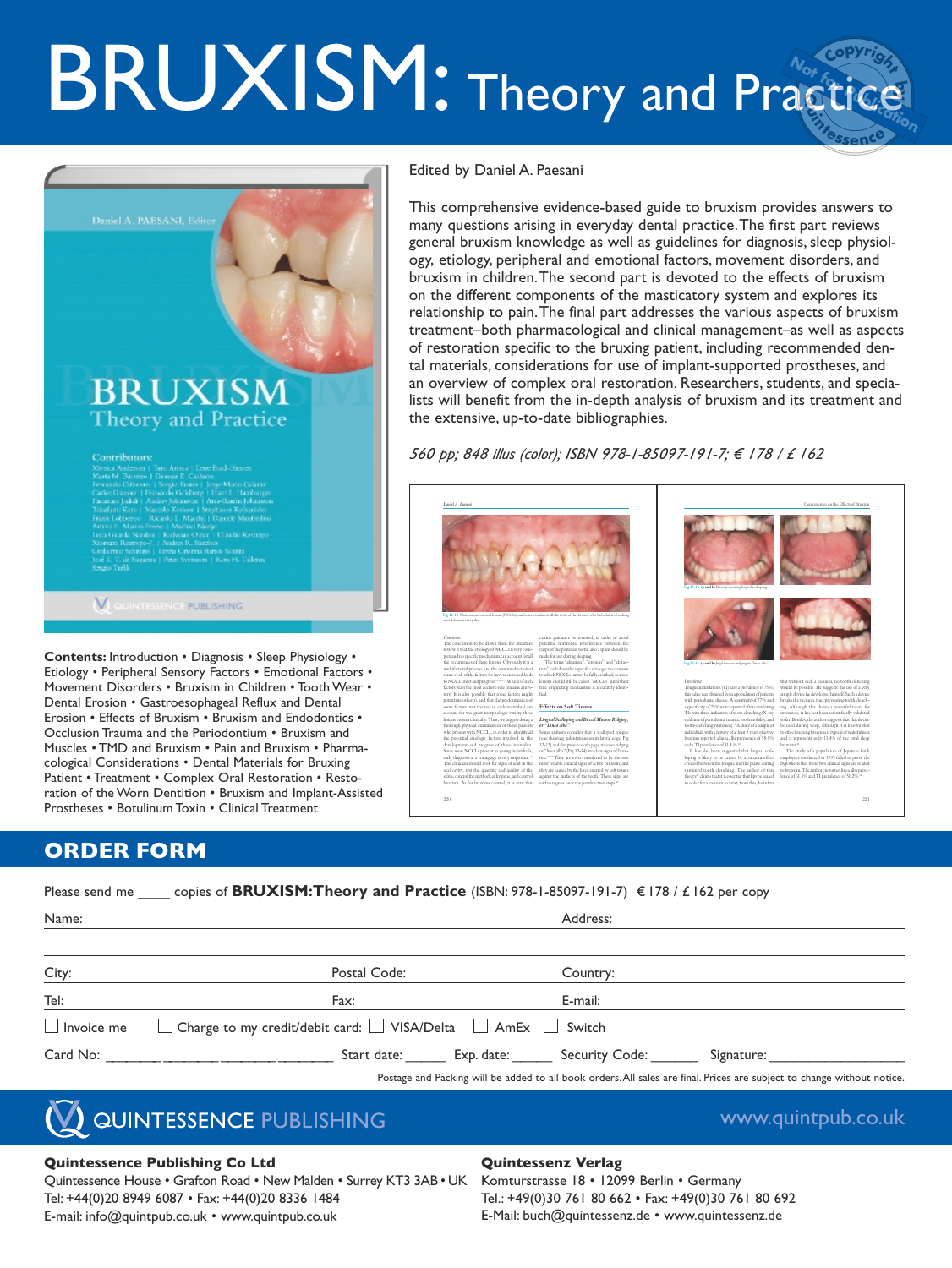# BRUXISM: Theory and Practice

Edited by Daniel A. Paesani

This comprehensive evidence-based guide to bruxism provides answers to many questions arising in everyday dental practice. The first part reviews general bruxism knowledge as well as guidelines for diagnosis, sleep physiology, etiology, peripheral and emotional factors, movement disorders, and bruxism in children. The second part is devoted to the effects of bruxism on the different components of the masticatory system and explores its relationship to pain. The final part addresses the various aspects of bruxism treatment–both pharmacological and clinical management–as well as aspects of restoration specific to the bruxing patient, including recommended dental materials, considerations for use of implant-supported prostheses, and an overview of complex oral restoration. Researchers, students, and specialists will benefit from the in-depth analysis of bruxism and its treatment and the extensive, up-to-date bibliographies.

*560 pp; 848 illus (color); ISBN 978-1-85097-191-7; € 178 / £ 162*

**Contents:** Introduction • Diagnosis • Sleep Physiology • Etiology • Peripheral Sensory Factors • Emotional Factors • Movement Disorders • Bruxism in Children • Tooth Wear • Dental Erosion • Gastroesophageal Reflux and Dental Erosion • Effects of Bruxism • Bruxism and Endodontics • Occlusion Trauma and the Periodontium • Bruxism and Muscles • TMD and Bruxism • Pain and Bruxism • Pharmacological Considerations • Dental Materials for Bruxing Patient • Treatment • Complex Oral Restoration • Restoration of the Worn Dentition • Bruxism and Implant-Assisted Prostheses • Botulinum Toxin • Clinical Treatment

## ORDER FORM

Please send me ____ copies of **BRUXISM:Theory and Practice** (ISBN: 978-1-85097-191-7) € 178 / £ 162 per copy

Name: Address:

City: Postal Code: Country:

Tel: Fax: E-mail:

☐ Invoice me ☐ Charge to my credit/debit card: ☐ VISA/Delta ☐ AmEx ☐ Switch

Card No: ________________________ Start date: _____ Exp. date: _____ Security Code: ______ Signature: __________________

Postage and Packing will be added to all book orders. All sales are final. Prices are subject to change without notice.

QUINTESSENCE PUBLISHING www.quintpub.co.uk

**Quintessence Publishing Co Ltd**
Quintessence House • Grafton Road • New Malden • Surrey KT3 3AB • UK
Tel: +44(0)20 8949 6087 • Fax: +44(0)20 8336 1484
E-mail: info@quintpub.co.uk • www.quintpub.co.uk

**Quintessenz Verlag**
Komturstrasse 18 • 12099 Berlin • Germany
Tel.: +49(0)30 761 80 662 • Fax: +49(0)30 761 80 692
E-Mail: buch@quintessenz.de • www.quintessenz.de